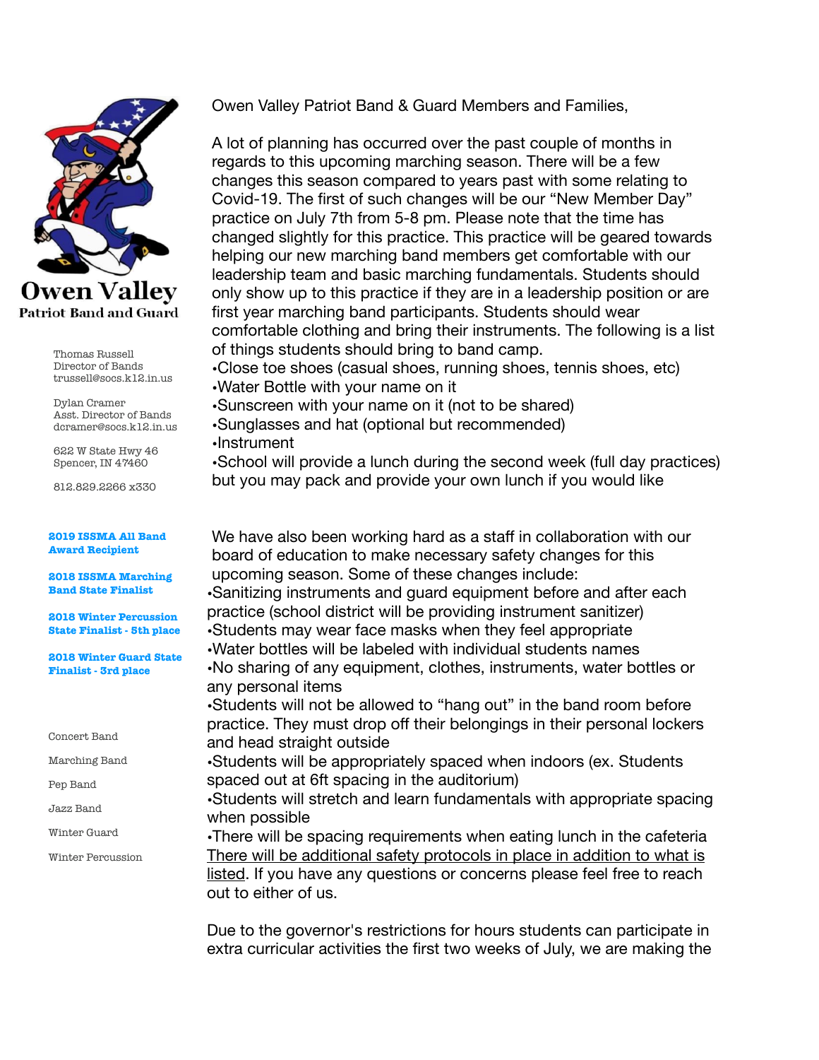**Owen Valley**
**Patriot Band and Guard**

Thomas Russell
Director of Bands
trussell@socs.k12.in.us

Dylan Cramer
Asst. Director of Bands
dcramer@socs.k12.in.us

622 W State Hwy 46
Spencer, IN 47460

812.829.2266 x330

**2019 ISSMA All Band Award Recipient**

**2018 ISSMA Marching Band State Finalist**

**2018 Winter Percussion State Finalist - 5th place**

**2018 Winter Guard State Finalist - 3rd place**

Concert Band

Marching Band

Pep Band

Jazz Band

Winter Guard

Winter Percussion

Owen Valley Patriot Band & Guard Members and Families,

A lot of planning has occurred over the past couple of months in regards to this upcoming marching season. There will be a few changes this season compared to years past with some relating to Covid-19. The first of such changes will be our "New Member Day" practice on July 7th from 5-8 pm. Please note that the time has changed slightly for this practice. This practice will be geared towards helping our new marching band members get comfortable with our leadership team and basic marching fundamentals. Students should only show up to this practice if they are in a leadership position or are first year marching band participants. Students should wear comfortable clothing and bring their instruments. The following is a list of things students should bring to band camp.

- Close toe shoes (casual shoes, running shoes, tennis shoes, etc)
- Water Bottle with your name on it
- Sunscreen with your name on it (not to be shared)
- Sunglasses and hat (optional but recommended)
- Instrument
- School will provide a lunch during the second week (full day practices) but you may pack and provide your own lunch if you would like

We have also been working hard as a staff in collaboration with our board of education to make necessary safety changes for this upcoming season. Some of these changes include:

- Sanitizing instruments and guard equipment before and after each practice (school district will be providing instrument sanitizer)
- Students may wear face masks when they feel appropriate
- Water bottles will be labeled with individual students names
- No sharing of any equipment, clothes, instruments, water bottles or any personal items
- Students will not be allowed to "hang out" in the band room before practice. They must drop off their belongings in their personal lockers and head straight outside
- Students will be appropriately spaced when indoors (ex. Students spaced out at 6ft spacing in the auditorium)
- Students will stretch and learn fundamentals with appropriate spacing when possible
- There will be spacing requirements when eating lunch in the cafeteria

<u>There will be additional safety protocols in place in addition to what is listed</u>. If you have any questions or concerns please feel free to reach out to either of us.

Due to the governor's restrictions for hours students can participate in extra curricular activities the first two weeks of July, we are making the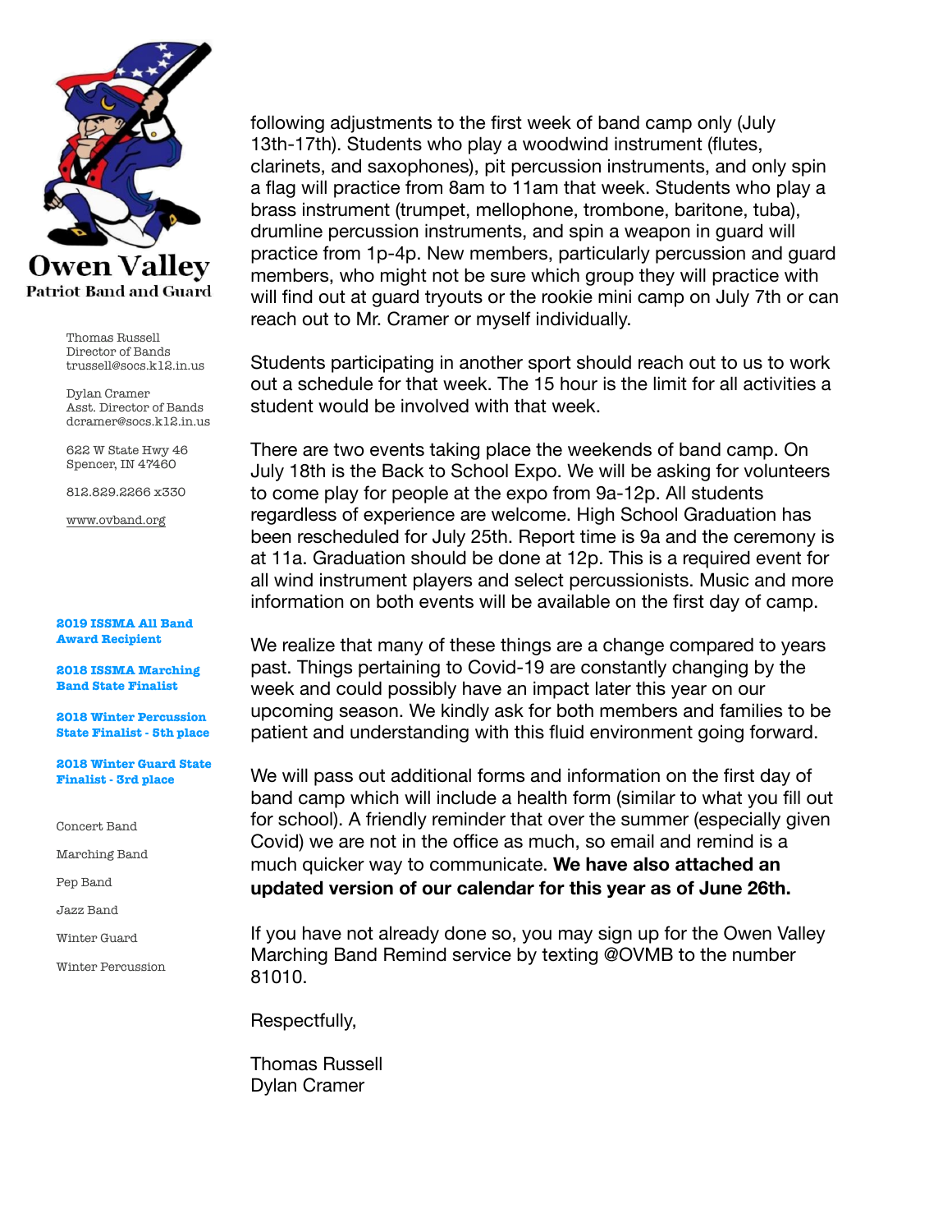**Owen Valley**
**Patriot Band and Guard**

Thomas Russell
Director of Bands
trussell@socs.k12.in.us

Dylan Cramer
Asst. Director of Bands
dcramer@socs.k12.in.us

622 W State Hwy 46
Spencer, IN 47460

812.829.2266 x330

www.ovband.org

**2019 ISSMA All Band Award Recipient**

**2018 ISSMA Marching Band State Finalist**

**2018 Winter Percussion State Finalist - 5th place**

**2018 Winter Guard State Finalist - 3rd place**

Concert Band

Marching Band

Pep Band

Jazz Band

Winter Guard

Winter Percussion

following adjustments to the first week of band camp only (July 13th-17th). Students who play a woodwind instrument (flutes, clarinets, and saxophones), pit percussion instruments, and only spin a flag will practice from 8am to 11am that week. Students who play a brass instrument (trumpet, mellophone, trombone, baritone, tuba), drumline percussion instruments, and spin a weapon in guard will practice from 1p-4p. New members, particularly percussion and guard members, who might not be sure which group they will practice with will find out at guard tryouts or the rookie mini camp on July 7th or can reach out to Mr. Cramer or myself individually.

Students participating in another sport should reach out to us to work out a schedule for that week. The 15 hour is the limit for all activities a student would be involved with that week.

There are two events taking place the weekends of band camp. On July 18th is the Back to School Expo. We will be asking for volunteers to come play for people at the expo from 9a-12p. All students regardless of experience are welcome. High School Graduation has been rescheduled for July 25th. Report time is 9a and the ceremony is at 11a. Graduation should be done at 12p. This is a required event for all wind instrument players and select percussionists. Music and more information on both events will be available on the first day of camp.

We realize that many of these things are a change compared to years past. Things pertaining to Covid-19 are constantly changing by the week and could possibly have an impact later this year on our upcoming season. We kindly ask for both members and families to be patient and understanding with this fluid environment going forward.

We will pass out additional forms and information on the first day of band camp which will include a health form (similar to what you fill out for school). A friendly reminder that over the summer (especially given Covid) we are not in the office as much, so email and remind is a much quicker way to communicate. **We have also attached an updated version of our calendar for this year as of June 26th.**

If you have not already done so, you may sign up for the Owen Valley Marching Band Remind service by texting @OVMB to the number 81010.

Respectfully,

Thomas Russell
Dylan Cramer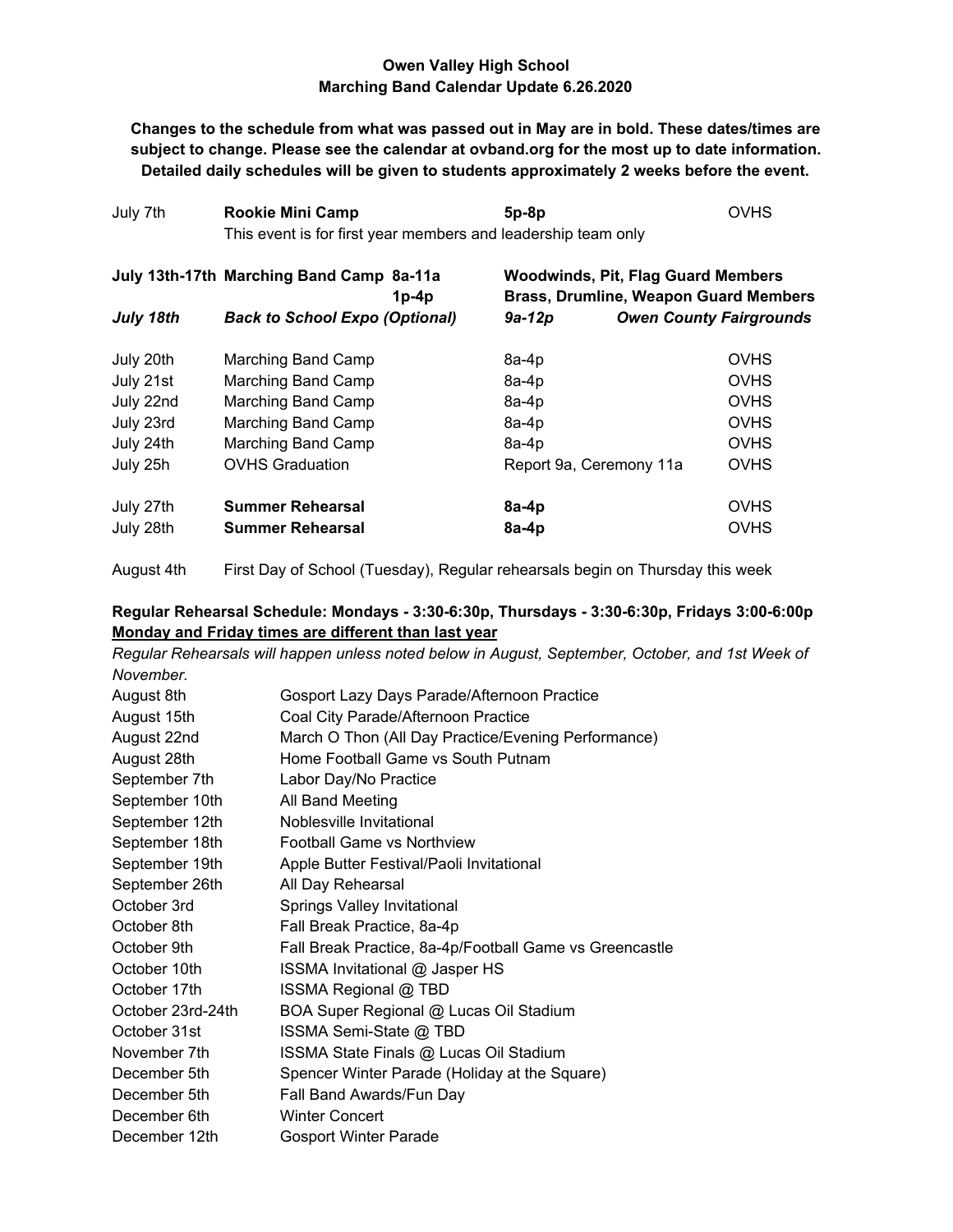**Owen Valley High School**
**Marching Band Calendar Update 6.26.2020**

**Changes to the schedule from what was passed out in May are in bold. These dates/times are subject to change. Please see the calendar at ovband.org for the most up to date information. Detailed daily schedules will be given to students approximately 2 weeks before the event.**

| | | | |
|---|---|---|---|
| July 7th | **Rookie Mini Camp** | **5p-8p** | OVHS |
| | This event is for first year members and leadership team only | | |
| **July 13th-17th** | **Marching Band Camp** | **8a-11a** | **Woodwinds, Pit, Flag Guard Members** |
| | | **1p-4p** | **Brass, Drumline, Weapon Guard Members** |
| ***July 18th*** | ***Back to School Expo (Optional)*** | ***9a-12p*** | ***Owen County Fairgrounds*** |
| July 20th | Marching Band Camp | 8a-4p | OVHS |
| July 21st | Marching Band Camp | 8a-4p | OVHS |
| July 22nd | Marching Band Camp | 8a-4p | OVHS |
| July 23rd | Marching Band Camp | 8a-4p | OVHS |
| July 24th | Marching Band Camp | 8a-4p | OVHS |
| July 25h | OVHS Graduation | Report 9a, Ceremony 11a | OVHS |
| July 27th | **Summer Rehearsal** | **8a-4p** | OVHS |
| July 28th | **Summer Rehearsal** | **8a-4p** | OVHS |

August 4th First Day of School (Tuesday), Regular rehearsals begin on Thursday this week

**Regular Rehearsal Schedule: Mondays - 3:30-6:30p, Thursdays - 3:30-6:30p, Fridays 3:00-6:00p**
**Monday and Friday times are different than last year**

*Regular Rehearsals will happen unless noted below in August, September, October, and 1st Week of November.*

| | |
|---|---|
| August 8th | Gosport Lazy Days Parade/Afternoon Practice |
| August 15th | Coal City Parade/Afternoon Practice |
| August 22nd | March O Thon (All Day Practice/Evening Performance) |
| August 28th | Home Football Game vs South Putnam |
| September 7th | Labor Day/No Practice |
| September 10th | All Band Meeting |
| September 12th | Noblesville Invitational |
| September 18th | Football Game vs Northview |
| September 19th | Apple Butter Festival/Paoli Invitational |
| September 26th | All Day Rehearsal |
| October 3rd | Springs Valley Invitational |
| October 8th | Fall Break Practice, 8a-4p |
| October 9th | Fall Break Practice, 8a-4p/Football Game vs Greencastle |
| October 10th | ISSMA Invitational @ Jasper HS |
| October 17th | ISSMA Regional @ TBD |
| October 23rd-24th | BOA Super Regional @ Lucas Oil Stadium |
| October 31st | ISSMA Semi-State @ TBD |
| November 7th | ISSMA State Finals @ Lucas Oil Stadium |
| December 5th | Spencer Winter Parade (Holiday at the Square) |
| December 5th | Fall Band Awards/Fun Day |
| December 6th | Winter Concert |
| December 12th | Gosport Winter Parade |